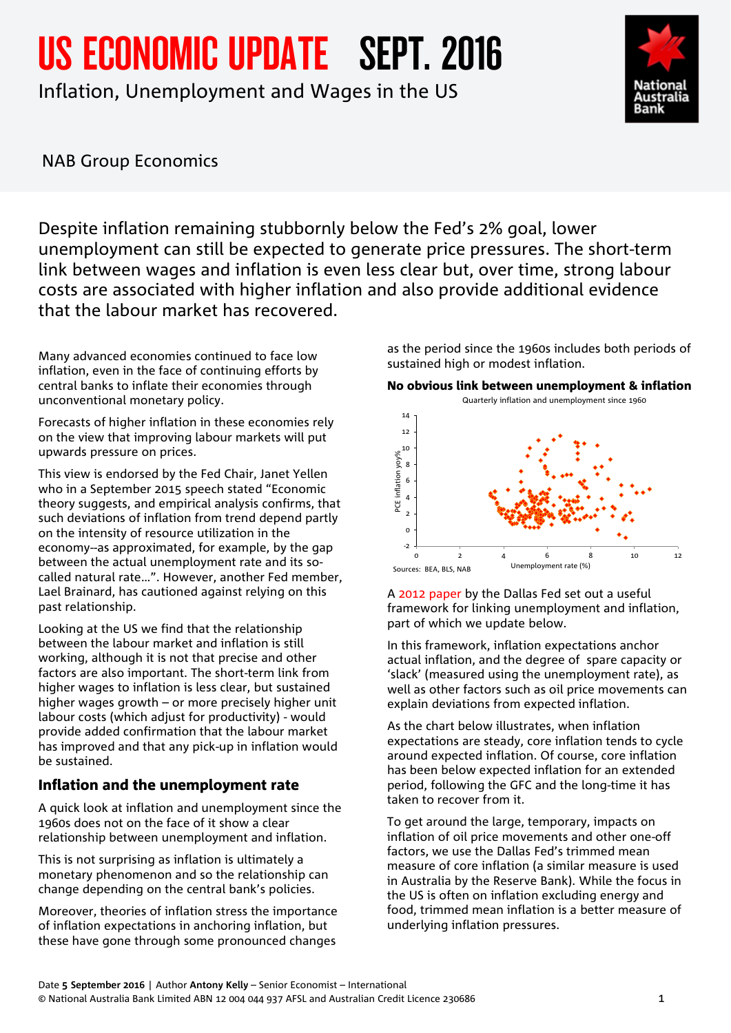# US ECONOMIC UPDATE SEPT. 2016

Inflation, Unemployment and Wages in the US

NAB Group Economics

Despite inflation remaining stubbornly below the Fed's 2% goal, lower unemployment can still be expected to generate price pressures. The short-term link between wages and inflation is even less clear but, over time, strong labour costs are associated with higher inflation and also provide additional evidence that the labour market has recovered.

Many advanced economies continued to face low inflation, even in the face of continuing efforts by central banks to inflate their economies through unconventional monetary policy.

Forecasts of higher inflation in these economies rely on the view that improving labour markets will put upwards pressure on prices.

This view is endorsed by the Fed Chair, Janet Yellen who in a September 2015 speech stated "Economic theory suggests, and empirical analysis confirms, that such deviations of inflation from trend depend partly on the intensity of resource utilization in the economy--as approximated, for example, by the gap between the actual unemployment rate and its so-called natural rate...". However, another Fed member, Lael Brainard, has cautioned against relying on this past relationship.

Looking at the US we find that the relationship between the labour market and inflation is still working, although it is not that precise and other factors are also important. The short-term link from higher wages to inflation is less clear, but sustained higher wages growth – or more precisely higher unit labour costs (which adjust for productivity) - would provide added confirmation that the labour market has improved and that any pick-up in inflation would be sustained.

## Inflation and the unemployment rate

A quick look at inflation and unemployment since the 1960s does not on the face of it show a clear relationship between unemployment and inflation.

This is not surprising as inflation is ultimately a monetary phenomenon and so the relationship can change depending on the central bank's policies.

Moreover, theories of inflation stress the importance of inflation expectations in anchoring inflation, but these have gone through some pronounced changes as the period since the 1960s includes both periods of sustained high or modest inflation.

**No obvious link between unemployment & inflation**

Quarterly inflation and unemployment since 1960

Sources: BEA, BLS, NAB

A 2012 paper by the Dallas Fed set out a useful framework for linking unemployment and inflation, part of which we update below.

In this framework, inflation expectations anchor actual inflation, and the degree of spare capacity or 'slack' (measured using the unemployment rate), as well as other factors such as oil price movements can explain deviations from expected inflation.

As the chart below illustrates, when inflation expectations are steady, core inflation tends to cycle around expected inflation. Of course, core inflation has been below expected inflation for an extended period, following the GFC and the long-time it has taken to recover from it.

To get around the large, temporary, impacts on inflation of oil price movements and other one-off factors, we use the Dallas Fed's trimmed mean measure of core inflation (a similar measure is used in Australia by the Reserve Bank). While the focus in the US is often on inflation excluding energy and food, trimmed mean inflation is a better measure of underlying inflation pressures.

Date **5 September 2016** | Author **Antony Kelly** – Senior Economist – International
© National Australia Bank Limited ABN 12 004 044 937 AFSL and Australian Credit Licence 230686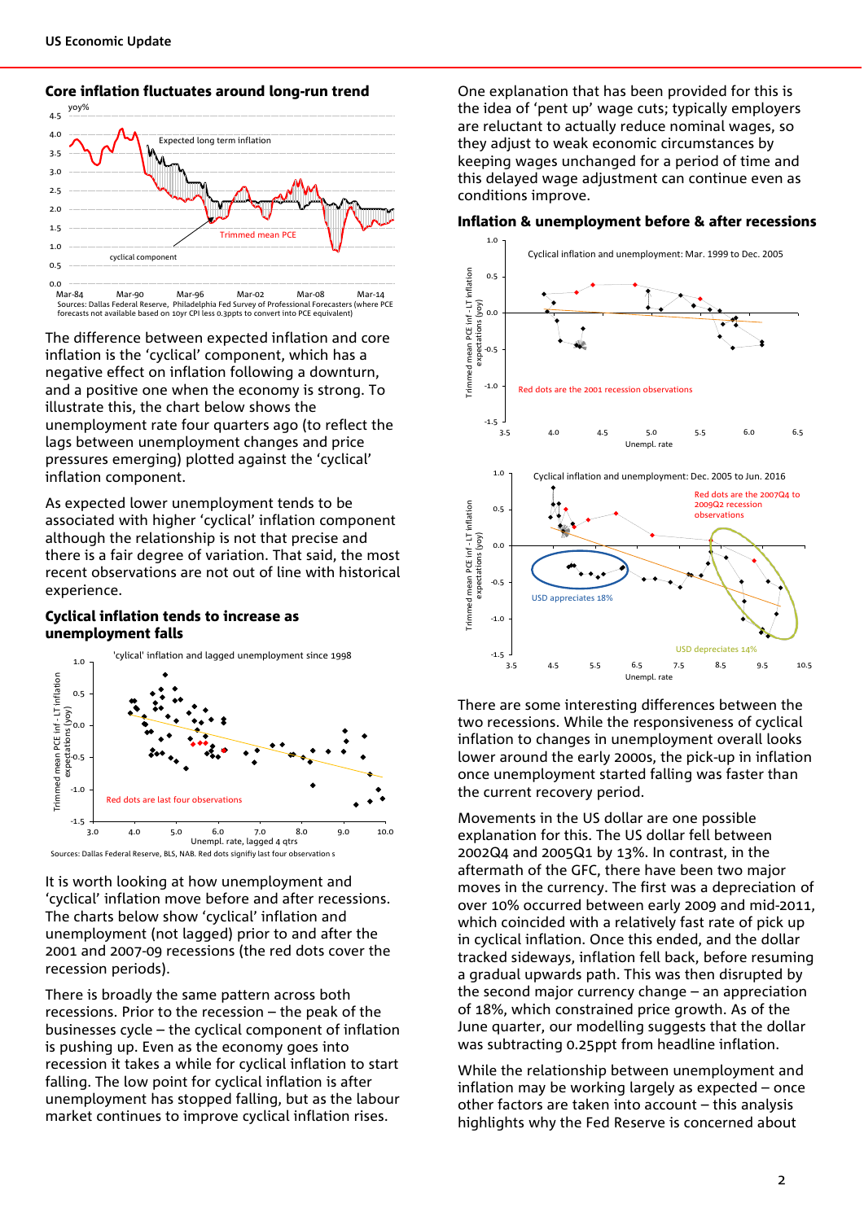## Core inflation fluctuates around long-run trend

Sources: Dallas Federal Reserve, Philadelphia Fed Survey of Professional Forecasters (where PCE forecasts not available based on 10yr CPI less 0.3ppts to convert into PCE equivalent)

The difference between expected inflation and core inflation is the 'cyclical' component, which has a negative effect on inflation following a downturn, and a positive one when the economy is strong. To illustrate this, the chart below shows the unemployment rate four quarters ago (to reflect the lags between unemployment changes and price pressures emerging) plotted against the 'cyclical' inflation component.

As expected lower unemployment tends to be associated with higher 'cyclical' inflation component although the relationship is not that precise and there is a fair degree of variation. That said, the most recent observations are not out of line with historical experience.

## Cyclical inflation tends to increase as unemployment falls

Sources: Dallas Federal Reserve, BLS, NAB. Red dots signify last four observation s

It is worth looking at how unemployment and 'cyclical' inflation move before and after recessions. The charts below show 'cyclical' inflation and unemployment (not lagged) prior to and after the 2001 and 2007-09 recessions (the red dots cover the recession periods).

There is broadly the same pattern across both recessions. Prior to the recession – the peak of the businesses cycle – the cyclical component of inflation is pushing up. Even as the economy goes into recession it takes a while for cyclical inflation to start falling. The low point for cyclical inflation is after unemployment has stopped falling, but as the labour market continues to improve cyclical inflation rises.

One explanation that has been provided for this is the idea of 'pent up' wage cuts; typically employers are reluctant to actually reduce nominal wages, so they adjust to weak economic circumstances by keeping wages unchanged for a period of time and this delayed wage adjustment can continue even as conditions improve.

## Inflation & unemployment before & after recessions

There are some interesting differences between the two recessions. While the responsiveness of cyclical inflation to changes in unemployment overall looks lower around the early 2000s, the pick-up in inflation once unemployment started falling was faster than the current recovery period.

Movements in the US dollar are one possible explanation for this. The US dollar fell between 2002Q4 and 2005Q1 by 13%. In contrast, in the aftermath of the GFC, there have been two major moves in the currency. The first was a depreciation of over 10% occurred between early 2009 and mid-2011, which coincided with a relatively fast rate of pick up in cyclical inflation. Once this ended, and the dollar tracked sideways, inflation fell back, before resuming a gradual upwards path. This was then disrupted by the second major currency change – an appreciation of 18%, which constrained price growth. As of the June quarter, our modelling suggests that the dollar was subtracting 0.25ppt from headline inflation.

While the relationship between unemployment and inflation may be working largely as expected – once other factors are taken into account – this analysis highlights why the Fed Reserve is concerned about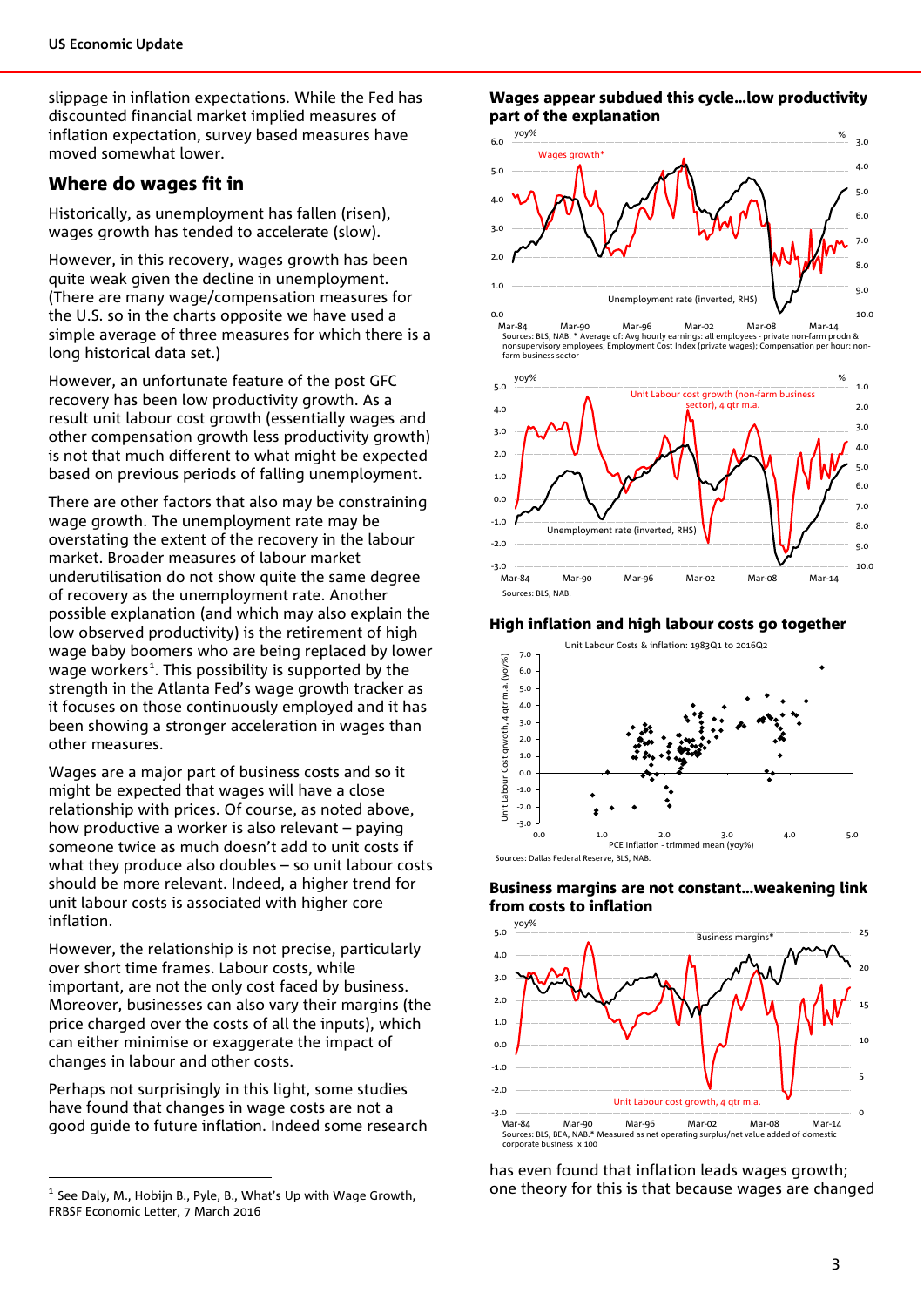slippage in inflation expectations. While the Fed has discounted financial market implied measures of inflation expectation, survey based measures have moved somewhat lower.

## Where do wages fit in

Historically, as unemployment has fallen (risen), wages growth has tended to accelerate (slow).

However, in this recovery, wages growth has been quite weak given the decline in unemployment. (There are many wage/compensation measures for the U.S. so in the charts opposite we have used a simple average of three measures for which there is a long historical data set.)

However, an unfortunate feature of the post GFC recovery has been low productivity growth. As a result unit labour cost growth (essentially wages and other compensation growth less productivity growth) is not that much different to what might be expected based on previous periods of falling unemployment.

There are other factors that also may be constraining wage growth. The unemployment rate may be overstating the extent of the recovery in the labour market. Broader measures of labour market underutilisation do not show quite the same degree of recovery as the unemployment rate. Another possible explanation (and which may also explain the low observed productivity) is the retirement of high wage baby boomers who are being replaced by lower wage workers[1]. This possibility is supported by the strength in the Atlanta Fed's wage growth tracker as it focuses on those continuously employed and it has been showing a stronger acceleration in wages than other measures.

Wages are a major part of business costs and so it might be expected that wages will have a close relationship with prices. Of course, as noted above, how productive a worker is also relevant – paying someone twice as much doesn't add to unit costs if what they produce also doubles – so unit labour costs should be more relevant. Indeed, a higher trend for unit labour costs is associated with higher core inflation.

However, the relationship is not precise, particularly over short time frames. Labour costs, while important, are not the only cost faced by business. Moreover, businesses can also vary their margins (the price charged over the costs of all the inputs), which can either minimise or exaggerate the impact of changes in labour and other costs.

Perhaps not surprisingly in this light, some studies have found that changes in wage costs are not a good guide to future inflation. Indeed some research has even found that inflation leads wages growth; one theory for this is that because wages are changed

**Wages appear subdued this cycle…low productivity part of the explanation**

Sources: BLS, NAB. * Average of: Avg hourly earnings: all employees - private non-farm prodn & nonsupervisory employees; Employment Cost Index (private wages); Compensation per hour: non-farm business sector

Sources: BLS, NAB.

**High inflation and high labour costs go together**

Sources: Dallas Federal Reserve, BLS, NAB.

**Business margins are not constant…weakening link from costs to inflation**

Sources: BLS, BEA, NAB.* Measured as net operating surplus/net value added of domestic corporate business x 100

[1] See Daly, M., Hobijn B., Pyle, B., What's Up with Wage Growth, FRBSF Economic Letter, 7 March 2016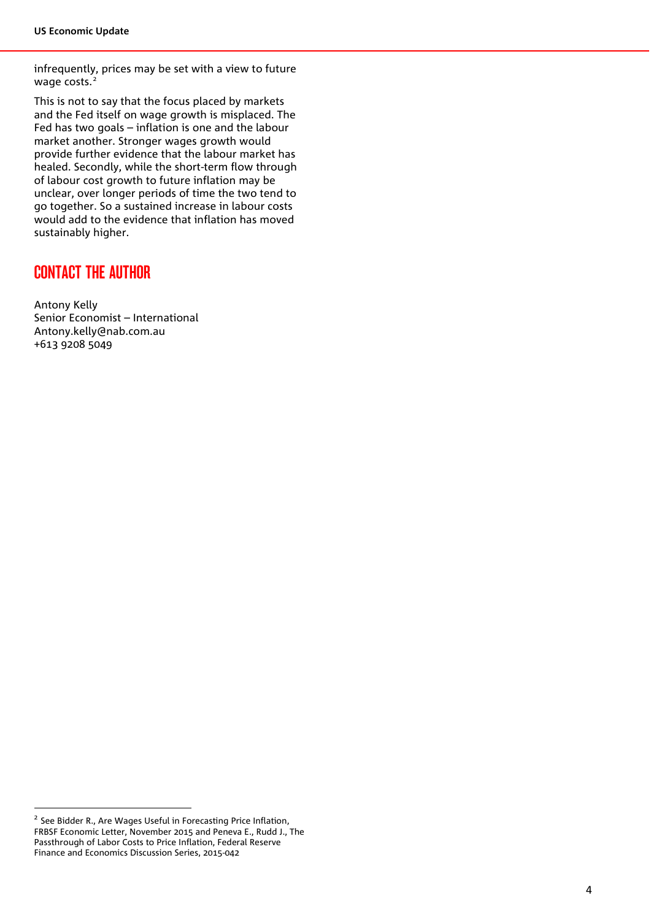infrequently, prices may be set with a view to future wage costs.[2]

This is not to say that the focus placed by markets and the Fed itself on wage growth is misplaced. The Fed has two goals – inflation is one and the labour market another. Stronger wages growth would provide further evidence that the labour market has healed. Secondly, while the short-term flow through of labour cost growth to future inflation may be unclear, over longer periods of time the two tend to go together. So a sustained increase in labour costs would add to the evidence that inflation has moved sustainably higher.

## CONTACT THE AUTHOR

Antony Kelly
Senior Economist – International
Antony.kelly@nab.com.au
+613 9208 5049

---

[2] See Bidder R., Are Wages Useful in Forecasting Price Inflation, FRBSF Economic Letter, November 2015 and Peneva E., Rudd J., The Passthrough of Labor Costs to Price Inflation, Federal Reserve Finance and Economics Discussion Series, 2015-042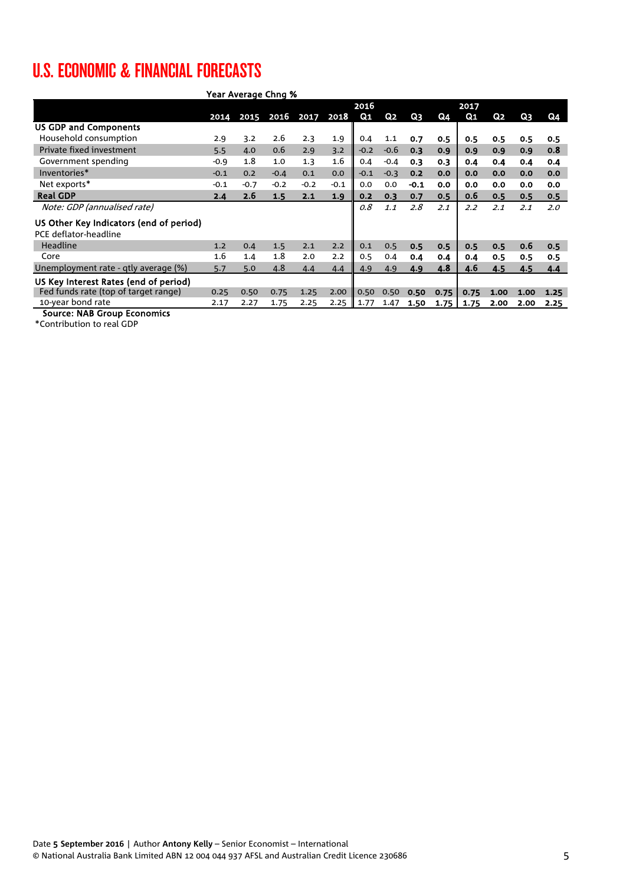# U.S. ECONOMIC & FINANCIAL FORECASTS

| | Year Average Chng % | | | | | 2016 | | | | 2017 | | | |
|---|---|---|---|---|---|---|---|---|---|---|---|---|---|
| | 2014 | 2015 | 2016 | 2017 | 2018 | Q1 | Q2 | Q3 | Q4 | Q1 | Q2 | Q3 | Q4 |
| **US GDP and Components** | | | | | | | | | | | | | |
| Household consumption | 2.9 | 3.2 | 2.6 | 2.3 | 1.9 | 0.4 | 1.1 | **0.7** | **0.5** | **0.5** | **0.5** | **0.5** | **0.5** |
| Private fixed investment | 5.5 | 4.0 | 0.6 | 2.9 | 3.2 | -0.2 | -0.6 | **0.3** | **0.9** | **0.9** | **0.9** | **0.9** | **0.8** |
| Government spending | -0.9 | 1.8 | 1.0 | 1.3 | 1.6 | 0.4 | -0.4 | **0.3** | **0.3** | **0.4** | **0.4** | **0.4** | **0.4** |
| Inventories* | -0.1 | 0.2 | -0.4 | 0.1 | 0.0 | -0.1 | -0.3 | **0.2** | **0.0** | **0.0** | **0.0** | **0.0** | **0.0** |
| Net exports* | -0.1 | -0.7 | -0.2 | -0.2 | -0.1 | 0.0 | 0.0 | **-0.1** | **0.0** | **0.0** | **0.0** | **0.0** | **0.0** |
| **Real GDP** | **2.4** | **2.6** | **1.5** | **2.1** | **1.9** | **0.2** | **0.3** | **0.7** | **0.5** | **0.6** | **0.5** | **0.5** | **0.5** |
| *Note: GDP (annualised rate)* | | | | | | *0.8* | *1.1* | *2.8* | *2.1* | *2.2* | *2.1* | *2.1* | *2.0* |
| **US Other Key Indicators (end of period)** | | | | | | | | | | | | | |
| PCE deflator-headline | | | | | | | | | | | | | |
| Headline | 1.2 | 0.4 | 1.5 | 2.1 | 2.2 | 0.1 | 0.5 | **0.5** | **0.5** | **0.5** | **0.5** | **0.6** | **0.5** |
| Core | 1.6 | 1.4 | 1.8 | 2.0 | 2.2 | 0.5 | 0.4 | **0.4** | **0.4** | **0.4** | **0.5** | **0.5** | **0.5** |
| Unemployment rate - qtly average (%) | 5.7 | 5.0 | 4.8 | 4.4 | 4.4 | 4.9 | 4.9 | **4.9** | **4.8** | **4.6** | **4.5** | **4.5** | **4.4** |
| **US Key Interest Rates (end of period)** | | | | | | | | | | | | | |
| Fed funds rate (top of target range) | 0.25 | 0.50 | 0.75 | 1.25 | 2.00 | 0.50 | 0.50 | **0.50** | **0.75** | **0.75** | **1.00** | **1.00** | **1.25** |
| 10-year bond rate | 2.17 | 2.27 | 1.75 | 2.25 | 2.25 | 1.77 | 1.47 | **1.50** | **1.75** | **1.75** | **2.00** | **2.00** | **2.25** |

**Source: NAB Group Economics**

*Contribution to real GDP

Date **5 September 2016** | Author **Antony Kelly** – Senior Economist – International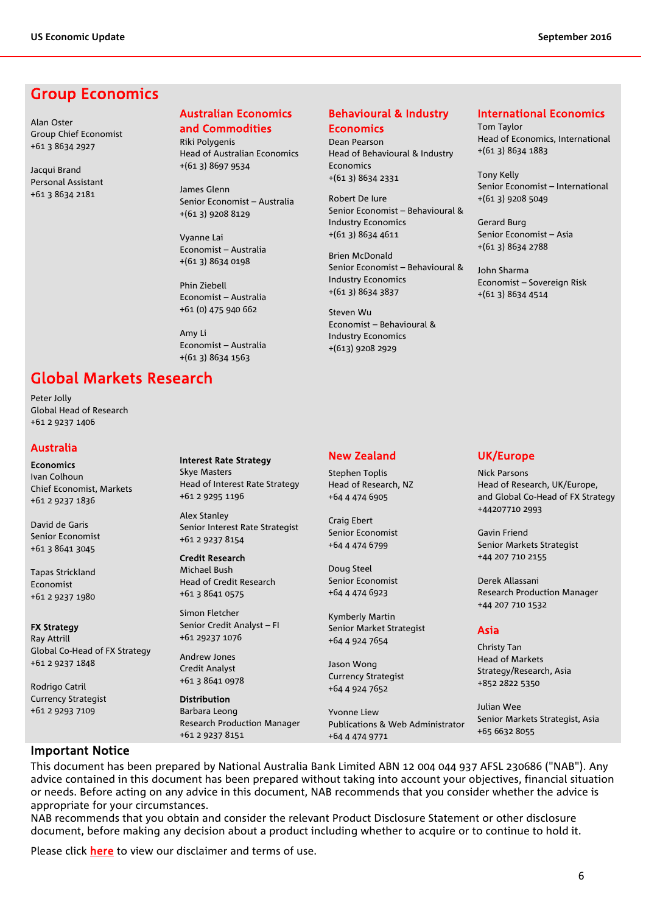# Group Economics

Alan Oster
Group Chief Economist
+61 3 8634 2927

Jacqui Brand
Personal Assistant
+61 3 8634 2181

## Australian Economics and Commodities

Riki Polygenis
Head of Australian Economics
+(61 3) 8697 9534

James Glenn
Senior Economist – Australia
+(61 3) 9208 8129

Vyanne Lai
Economist – Australia
+(61 3) 8634 0198

Phin Ziebell
Economist – Australia
+61 (0) 475 940 662

Amy Li
Economist – Australia
+(61 3) 8634 1563

## Behavioural & Industry Economics

Dean Pearson
Head of Behavioural & Industry Economics
+(61 3) 8634 2331

Robert De Iure
Senior Economist – Behavioural & Industry Economics
+(61 3) 8634 4611

Brien McDonald
Senior Economist – Behavioural & Industry Economics
+(61 3) 8634 3837

Steven Wu
Economist – Behavioural & Industry Economics
+(613) 9208 2929

## International Economics

Tom Taylor
Head of Economics, International
+(61 3) 8634 1883

Tony Kelly
Senior Economist – International
+(61 3) 9208 5049

Gerard Burg
Senior Economist – Asia
+(61 3) 8634 2788

John Sharma
Economist – Sovereign Risk
+(61 3) 8634 4514

# Global Markets Research

Peter Jolly
Global Head of Research
+61 2 9237 1406

## Australia

**Economics**
Ivan Colhoun
Chief Economist, Markets
+61 2 9237 1836

David de Garis
Senior Economist
+61 3 8641 3045

Tapas Strickland
Economist
+61 2 9237 1980

**FX Strategy**
Ray Attrill
Global Co-Head of FX Strategy
+61 2 9237 1848

Rodrigo Catril
Currency Strategist
+61 2 9293 7109

**Interest Rate Strategy**
Skye Masters
Head of Interest Rate Strategy
+61 2 9295 1196

Alex Stanley
Senior Interest Rate Strategist
+61 2 9237 8154

**Credit Research**
Michael Bush
Head of Credit Research
+61 3 8641 0575

Simon Fletcher
Senior Credit Analyst – FI
+61 29237 1076

Andrew Jones
Credit Analyst
+61 3 8641 0978

**Distribution**
Barbara Leong
Research Production Manager
+61 2 9237 8151

## New Zealand

Stephen Toplis
Head of Research, NZ
+64 4 474 6905

Craig Ebert
Senior Economist
+64 4 474 6799

Doug Steel
Senior Economist
+64 4 474 6923

Kymberly Martin
Senior Market Strategist
+64 4 924 7654

Jason Wong
Currency Strategist
+64 4 924 7652

Yvonne Liew
Publications & Web Administrator
+64 4 474 9771

## UK/Europe

Nick Parsons
Head of Research, UK/Europe, and Global Co-Head of FX Strategy
+44207710 2993

Gavin Friend
Senior Markets Strategist
+44 207 710 2155

Derek Allassani
Research Production Manager
+44 207 710 1532

## Asia

Christy Tan
Head of Markets Strategy/Research, Asia
+852 2822 5350

Julian Wee
Senior Markets Strategist, Asia
+65 6632 8055

## Important Notice

This document has been prepared by National Australia Bank Limited ABN 12 004 044 937 AFSL 230686 ("NAB"). Any advice contained in this document has been prepared without taking into account your objectives, financial situation or needs. Before acting on any advice in this document, NAB recommends that you consider whether the advice is appropriate for your circumstances.
NAB recommends that you obtain and consider the relevant Product Disclosure Statement or other disclosure document, before making any decision about a product including whether to acquire or to continue to hold it.

Please click **here** to view our disclaimer and terms of use.